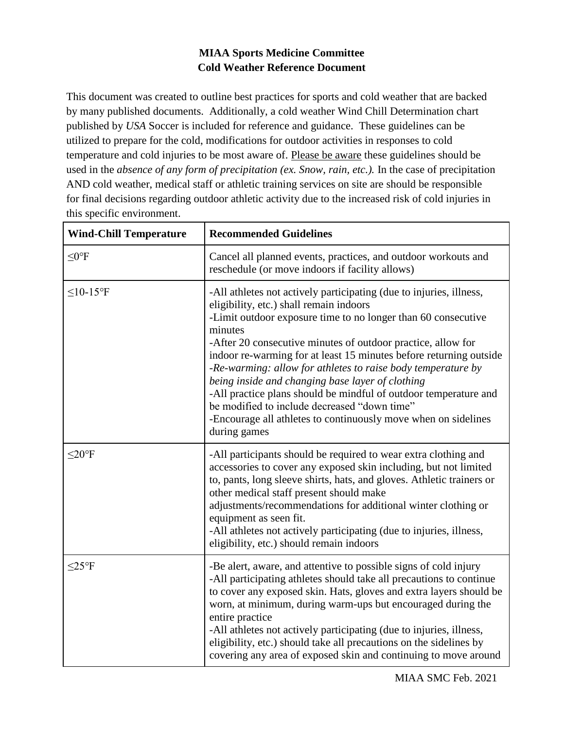**MIAA Sports Medicine Committee**
**Cold Weather Reference Document**

This document was created to outline best practices for sports and cold weather that are backed by many published documents. Additionally, a cold weather Wind Chill Determination chart published by *USA* Soccer is included for reference and guidance. These guidelines can be utilized to prepare for the cold, modifications for outdoor activities in responses to cold temperature and cold injuries to be most aware of. <u>Please be aware</u> these guidelines should be used in the *absence of any form of precipitation (ex. Snow, rain, etc.).* In the case of precipitation AND cold weather, medical staff or athletic training services on site are should be responsible for final decisions regarding outdoor athletic activity due to the increased risk of cold injuries in this specific environment.

| **Wind-Chill Temperature** | **Recommended Guidelines** |
|---|---|
| ≤0°F | Cancel all planned events, practices, and outdoor workouts and reschedule (or move indoors if facility allows) |
| ≤10-15°F | -All athletes not actively participating (due to injuries, illness, eligibility, etc.) shall remain indoors<br>-Limit outdoor exposure time to no longer than 60 consecutive minutes<br>-After 20 consecutive minutes of outdoor practice, allow for indoor re-warming for at least 15 minutes before returning outside<br>*-Re-warming: allow for athletes to raise body temperature by being inside and changing base layer of clothing*<br>-All practice plans should be mindful of outdoor temperature and be modified to include decreased "down time"<br>-Encourage all athletes to continuously move when on sidelines during games |
| ≤20°F | -All participants should be required to wear extra clothing and accessories to cover any exposed skin including, but not limited to, pants, long sleeve shirts, hats, and gloves. Athletic trainers or other medical staff present should make adjustments/recommendations for additional winter clothing or equipment as seen fit.<br>-All athletes not actively participating (due to injuries, illness, eligibility, etc.) should remain indoors |
| ≤25°F | -Be alert, aware, and attentive to possible signs of cold injury<br>-All participating athletes should take all precautions to continue to cover any exposed skin. Hats, gloves and extra layers should be worn, at minimum, during warm-ups but encouraged during the entire practice<br>-All athletes not actively participating (due to injuries, illness, eligibility, etc.) should take all precautions on the sidelines by covering any area of exposed skin and continuing to move around |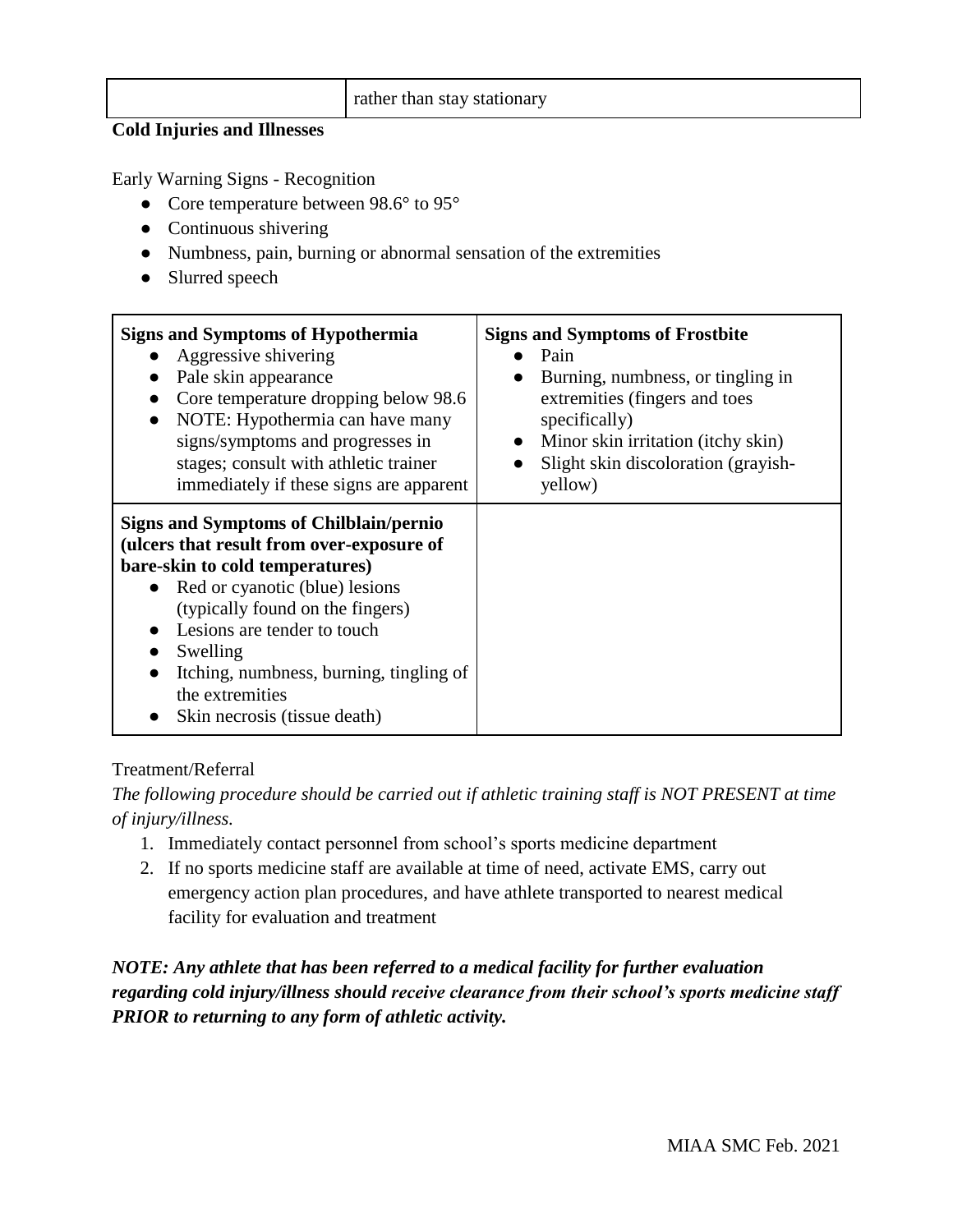| | |
|---|---|
| | rather than stay stationary |

**Cold Injuries and Illnesses**

Early Warning Signs - Recognition

- Core temperature between 98.6° to 95°
- Continuous shivering
- Numbness, pain, burning or abnormal sensation of the extremities
- Slurred speech

| | |
|---|---|
| **Signs and Symptoms of Hypothermia**<br>• Aggressive shivering<br>• Pale skin appearance<br>• Core temperature dropping below 98.6<br>• NOTE: Hypothermia can have many signs/symptoms and progresses in stages; consult with athletic trainer immediately if these signs are apparent | **Signs and Symptoms of Frostbite**<br>• Pain<br>• Burning, numbness, or tingling in extremities (fingers and toes specifically)<br>• Minor skin irritation (itchy skin)<br>• Slight skin discoloration (grayish-yellow) |
| **Signs and Symptoms of Chilblain/pernio (ulcers that result from over-exposure of bare-skin to cold temperatures)**<br>• Red or cyanotic (blue) lesions (typically found on the fingers)<br>• Lesions are tender to touch<br>• Swelling<br>• Itching, numbness, burning, tingling of the extremities<br>• Skin necrosis (tissue death) | |

Treatment/Referral

*The following procedure should be carried out if athletic training staff is NOT PRESENT at time of injury/illness.*

1. Immediately contact personnel from school's sports medicine department
2. If no sports medicine staff are available at time of need, activate EMS, carry out emergency action plan procedures, and have athlete transported to nearest medical facility for evaluation and treatment

***NOTE: Any athlete that has been referred to a medical facility for further evaluation regarding cold injury/illness should receive clearance from their school's sports medicine staff PRIOR to returning to any form of athletic activity.***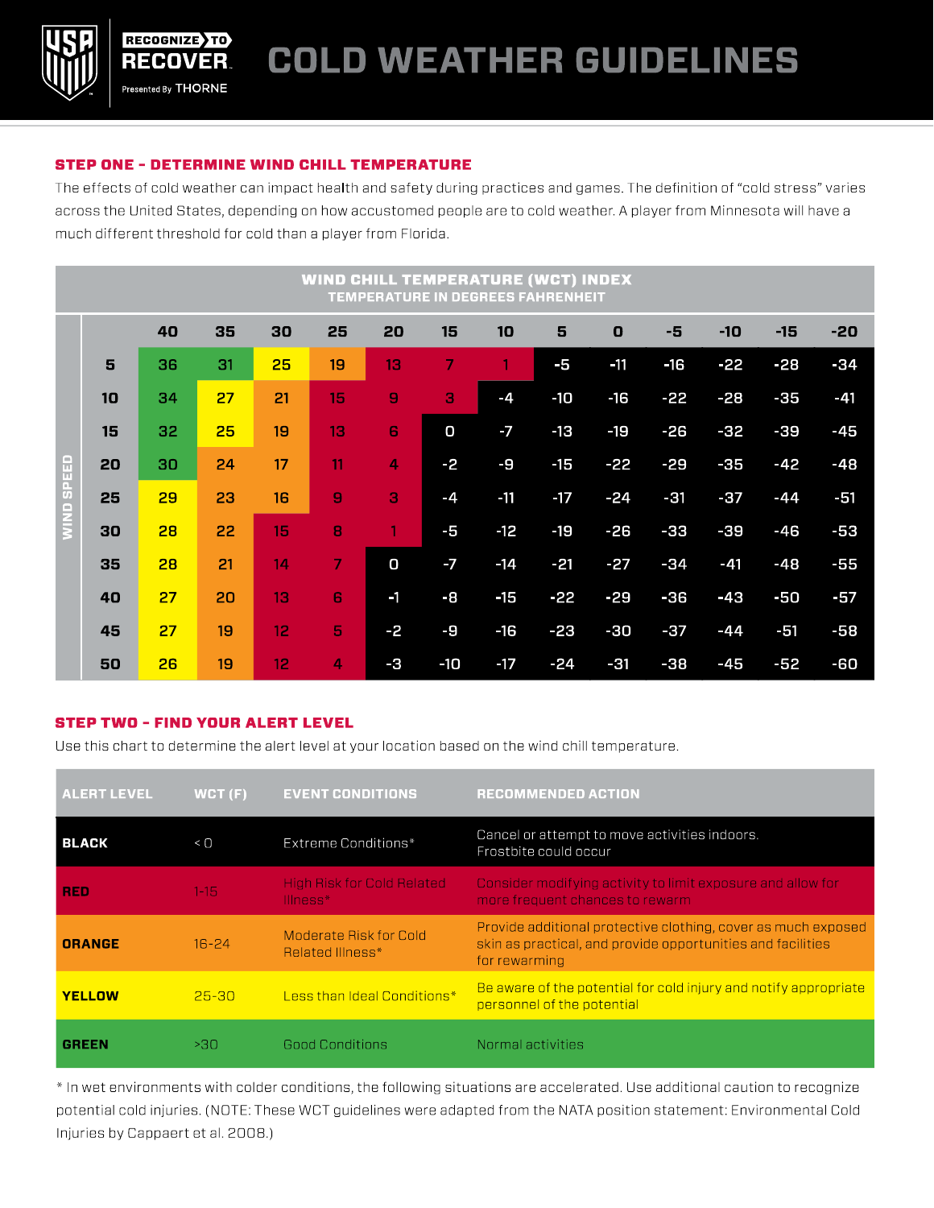# COLD WEATHER GUIDELINES

RECOGNIZE TO RECOVER
Presented By THORNE

## STEP ONE - DETERMINE WIND CHILL TEMPERATURE

The effects of cold weather can impact health and safety during practices and games. The definition of "cold stress" varies across the United States, depending on how accustomed people are to cold weather. A player from Minnesota will have a much different threshold for cold than a player from Florida.

**WIND CHILL TEMPERATURE (WCT) INDEX**
**TEMPERATURE IN DEGREES FAHRENHEIT**

| WIND SPEED | 40 | 35 | 30 | 25 | 20 | 15 | 10 | 5 | 0 | -5 | -10 | -15 | -20 |
|---|---|---|---|---|---|---|---|---|---|---|---|---|---|
| 5 | 36 | 31 | 25 | 19 | 13 | 7 | 1 | -5 | -11 | -16 | -22 | -28 | -34 |
| 10 | 34 | 27 | 21 | 15 | 9 | 3 | -4 | -10 | -16 | -22 | -28 | -35 | -41 |
| 15 | 32 | 25 | 19 | 13 | 6 | 0 | -7 | -13 | -19 | -26 | -32 | -39 | -45 |
| 20 | 30 | 24 | 17 | 11 | 4 | -2 | -9 | -15 | -22 | -29 | -35 | -42 | -48 |
| 25 | 29 | 23 | 16 | 9 | 3 | -4 | -11 | -17 | -24 | -31 | -37 | -44 | -51 |
| 30 | 28 | 22 | 15 | 8 | 1 | -5 | -12 | -19 | -26 | -33 | -39 | -46 | -53 |
| 35 | 28 | 21 | 14 | 7 | 0 | -7 | -14 | -21 | -27 | -34 | -41 | -48 | -55 |
| 40 | 27 | 20 | 13 | 6 | -1 | -8 | -15 | -22 | -29 | -36 | -43 | -50 | -57 |
| 45 | 27 | 19 | 12 | 5 | -2 | -9 | -16 | -23 | -30 | -37 | -44 | -51 | -58 |
| 50 | 26 | 19 | 12 | 4 | -3 | -10 | -17 | -24 | -31 | -38 | -45 | -52 | -60 |

## STEP TWO - FIND YOUR ALERT LEVEL

Use this chart to determine the alert level at your location based on the wind chill temperature.

| ALERT LEVEL | WCT (F) | EVENT CONDITIONS | RECOMMENDED ACTION |
|---|---|---|---|
| **BLACK** | < 0 | Extreme Conditions* | Cancel or attempt to move activities indoors. Frostbite could occur |
| **RED** | 1-15 | High Risk for Cold Related Illness* | Consider modifying activity to limit exposure and allow for more frequent chances to rewarm |
| **ORANGE** | 16-24 | Moderate Risk for Cold Related Illness* | Provide additional protective clothing, cover as much exposed skin as practical, and provide opportunities and facilities for rewarming |
| **YELLOW** | 25-30 | Less than Ideal Conditions* | Be aware of the potential for cold injury and notify appropriate personnel of the potential |
| **GREEN** | >30 | Good Conditions | Normal activities |

* In wet environments with colder conditions, the following situations are accelerated. Use additional caution to recognize potential cold injuries. (NOTE: These WCT guidelines were adapted from the NATA position statement: Environmental Cold Injuries by Cappaert et al. 2008.)